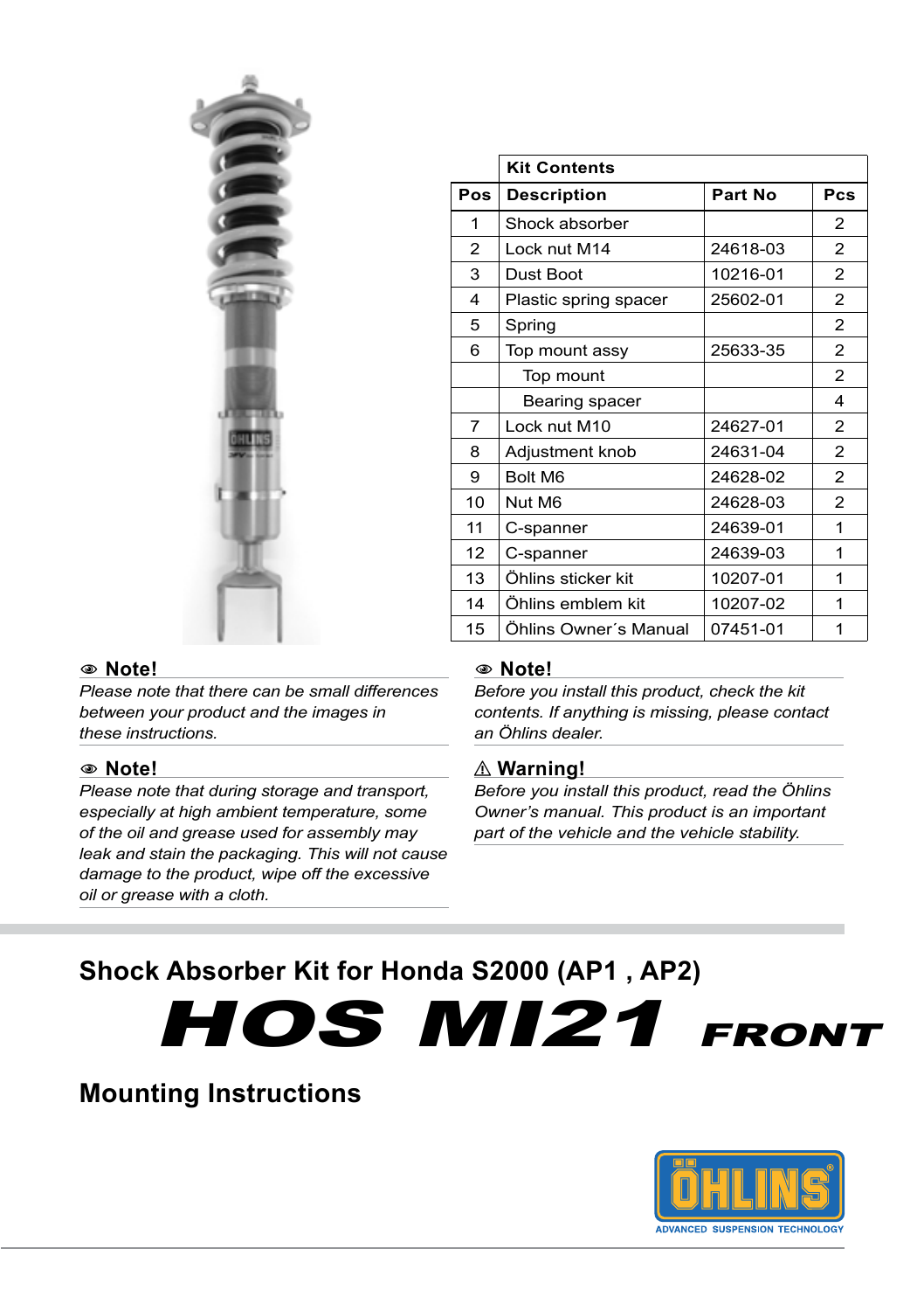| Pos | Kit Contents Description | Part No | Pcs |
|---|---|---|---|
| 1 | Shock absorber | | 2 |
| 2 | Lock nut M14 | 24618-03 | 2 |
| 3 | Dust Boot | 10216-01 | 2 |
| 4 | Plastic spring spacer | 25602-01 | 2 |
| 5 | Spring | | 2 |
| 6 | Top mount assy | 25633-35 | 2 |
| | Top mount | | 2 |
| | Bearing spacer | | 4 |
| 7 | Lock nut M10 | 24627-01 | 2 |
| 8 | Adjustment knob | 24631-04 | 2 |
| 9 | Bolt M6 | 24628-02 | 2 |
| 10 | Nut M6 | 24628-03 | 2 |
| 11 | C-spanner | 24639-01 | 1 |
| 12 | C-spanner | 24639-03 | 1 |
| 13 | Öhlins sticker kit | 10207-01 | 1 |
| 14 | Öhlins emblem kit | 10207-02 | 1 |
| 15 | Öhlins Owner´s Manual | 07451-01 | 1 |

**Note!**

*Please note that there can be small differences between your product and the images in these instructions.*

**Note!**

*Please note that during storage and transport, especially at high ambient temperature, some of the oil and grease used for assembly may leak and stain the packaging. This will not cause damage to the product, wipe off the excessive oil or grease with a cloth.*

**Note!**

*Before you install this product, check the kit contents. If anything is missing, please contact an Öhlins dealer.*

**⚠ Warning!**

*Before you install this product, read the Öhlins Owner's manual. This product is an important part of the vehicle and the vehicle stability.*

## Shock Absorber Kit for Honda S2000 (AP1 , AP2)

# HOS MI21 FRONT

## Mounting Instructions

ÖHLINS ADVANCED SUSPENSION TECHNOLOGY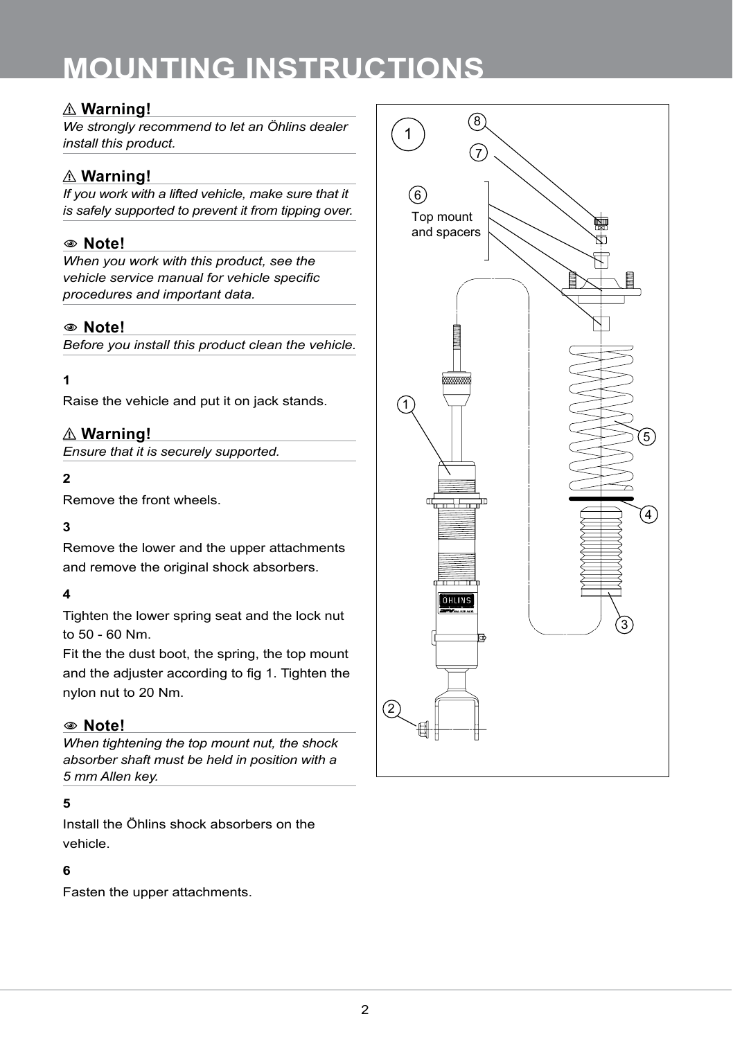# MOUNTING INSTRUCTIONS

⚠ **Warning!**

*We strongly recommend to let an Öhlins dealer install this product.*

⚠ **Warning!**

*If you work with a lifted vehicle, make sure that it is safely supported to prevent it from tipping over.*

**Note!**

*When you work with this product, see the vehicle service manual for vehicle specific procedures and important data.*

**Note!**

*Before you install this product clean the vehicle.*

**1**

Raise the vehicle and put it on jack stands.

⚠ **Warning!**

*Ensure that it is securely supported.*

**2**

Remove the front wheels.

**3**

Remove the lower and the upper attachments and remove the original shock absorbers.

**4**

Tighten the lower spring seat and the lock nut to 50 - 60 Nm.

Fit the the dust boot, the spring, the top mount and the adjuster according to fig 1. Tighten the nylon nut to 20 Nm.

**Note!**

*When tightening the top mount nut, the shock absorber shaft must be held in position with a 5 mm Allen key.*

**5**

Install the Öhlins shock absorbers on the vehicle.

**6**

Fasten the upper attachments.

1

6 Top mount and spacers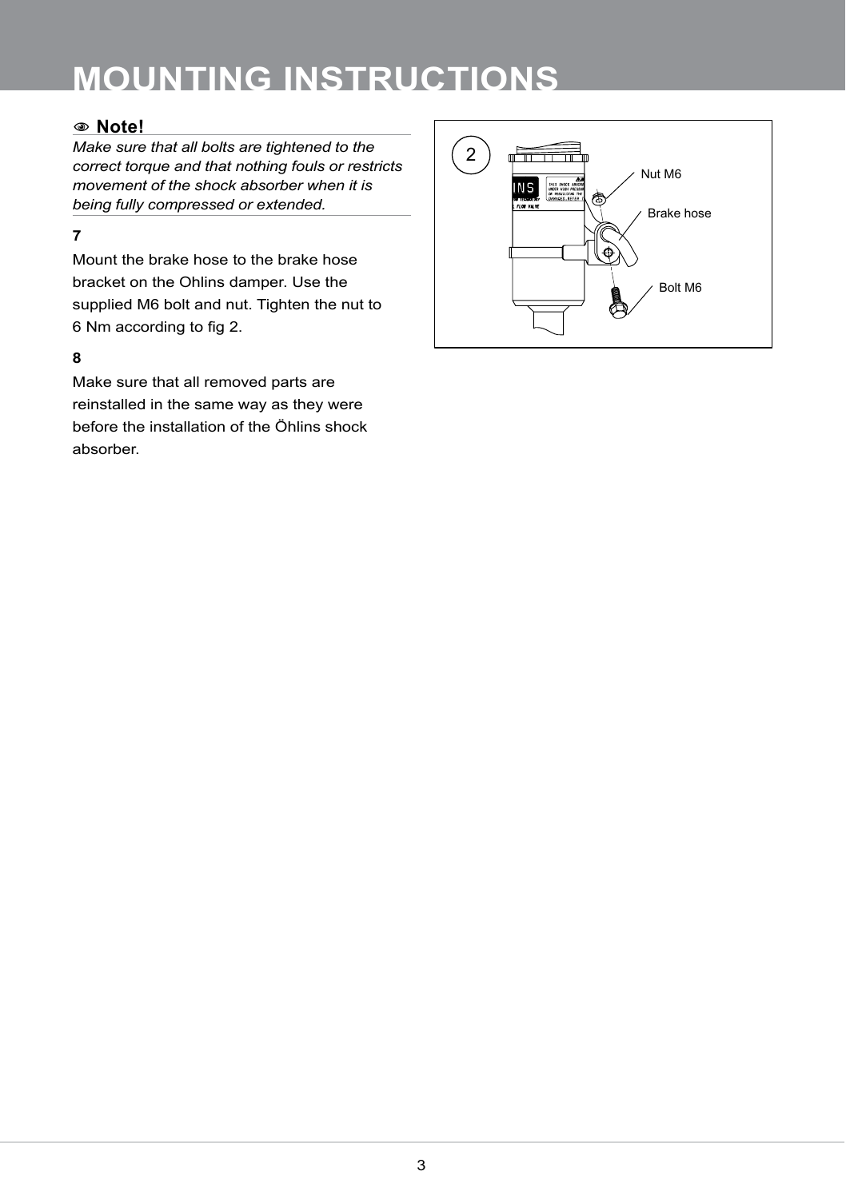# MOUNTING INSTRUCTIONS

**Note!**

*Make sure that all bolts are tightened to the correct torque and that nothing fouls or restricts movement of the shock absorber when it is being fully compressed or extended.*

**7**

Mount the brake hose to the brake hose bracket on the Ohlins damper. Use the supplied M6 bolt and nut. Tighten the nut to 6 Nm according to fig 2.

**8**

Make sure that all removed parts are reinstalled in the same way as they were before the installation of the Öhlins shock absorber.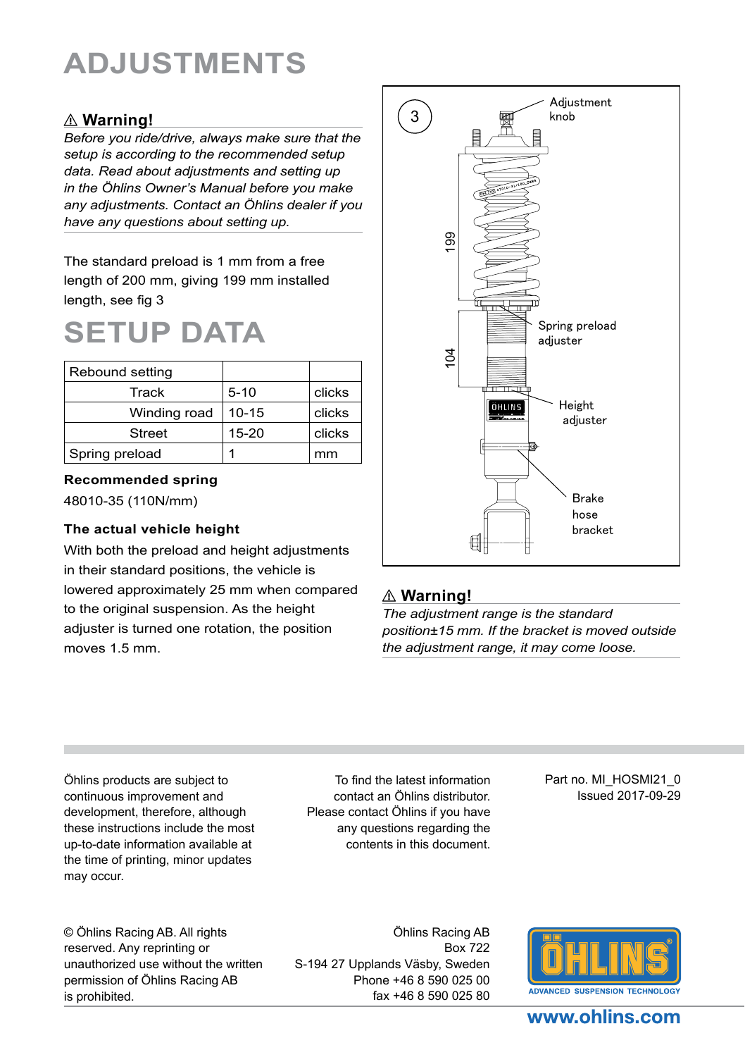# ADJUSTMENTS

## ⚠ Warning!

*Before you ride/drive, always make sure that the setup is according to the recommended setup data. Read about adjustments and setting up in the Öhlins Owner's Manual before you make any adjustments. Contact an Öhlins dealer if you have any questions about setting up.*

The standard preload is 1 mm from a free length of 200 mm, giving 199 mm installed length, see fig 3

3

Adjustment knob

199

104

Spring preload adjuster

Height adjuster

Brake hose bracket

# SETUP DATA

| Rebound setting | | |
|---|---|---|
| Track | 5-10 | clicks |
| Winding road | 10-15 | clicks |
| Street | 15-20 | clicks |
| Spring preload | 1 | mm |

**Recommended spring**

48010-35 (110N/mm)

**The actual vehicle height**

With both the preload and height adjustments in their standard positions, the vehicle is lowered approximately 25 mm when compared to the original suspension. As the height adjuster is turned one rotation, the position moves 1.5 mm.

## ⚠ Warning!

*The adjustment range is the standard position±15 mm. If the bracket is moved outside the adjustment range, it may come loose.*

Öhlins products are subject to continuous improvement and development, therefore, although these instructions include the most up-to-date information available at the time of printing, minor updates may occur.

To find the latest information contact an Öhlins distributor. Please contact Öhlins if you have any questions regarding the contents in this document.

Part no. MI_HOSMI21_0
Issued 2017-09-29

© Öhlins Racing AB. All rights reserved. Any reprinting or unauthorized use without the written permission of Öhlins Racing AB is prohibited.

Öhlins Racing AB
Box 722
S-194 27 Upplands Väsby, Sweden
Phone +46 8 590 025 00
fax +46 8 590 025 80

ÖHLINS
ADVANCED SUSPENSION TECHNOLOGY

www.ohlins.com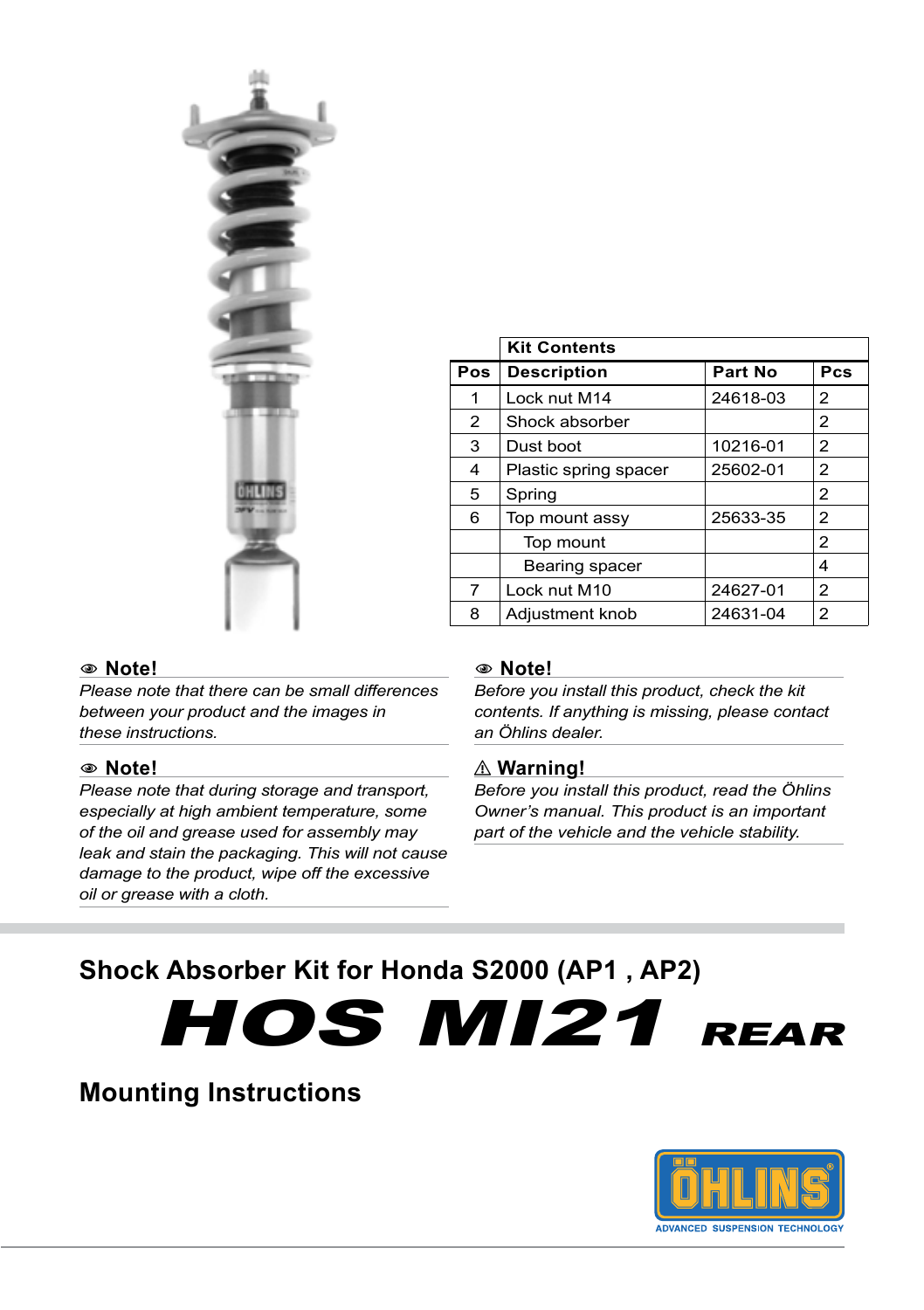| Pos | Kit Contents<br>Description | Part No | Pcs |
|---|---|---|---|
| 1 | Lock nut M14 | 24618-03 | 2 |
| 2 | Shock absorber | | 2 |
| 3 | Dust boot | 10216-01 | 2 |
| 4 | Plastic spring spacer | 25602-01 | 2 |
| 5 | Spring | | 2 |
| 6 | Top mount assy | 25633-35 | 2 |
| | Top mount | | 2 |
| | Bearing spacer | | 4 |
| 7 | Lock nut M10 | 24627-01 | 2 |
| 8 | Adjustment knob | 24631-04 | 2 |

### Note!

*Please note that there can be small differences between your product and the images in these instructions.*

### Note!

*Please note that during storage and transport, especially at high ambient temperature, some of the oil and grease used for assembly may leak and stain the packaging. This will not cause damage to the product, wipe off the excessive oil or grease with a cloth.*

### Note!

*Before you install this product, check the kit contents. If anything is missing, please contact an Öhlins dealer.*

### ⚠ Warning!

*Before you install this product, read the Öhlins Owner's manual. This product is an important part of the vehicle and the vehicle stability.*

## Shock Absorber Kit for Honda S2000 (AP1 , AP2)

# HOS MI21 REAR

## Mounting Instructions

ÖHLINS ADVANCED SUSPENSION TECHNOLOGY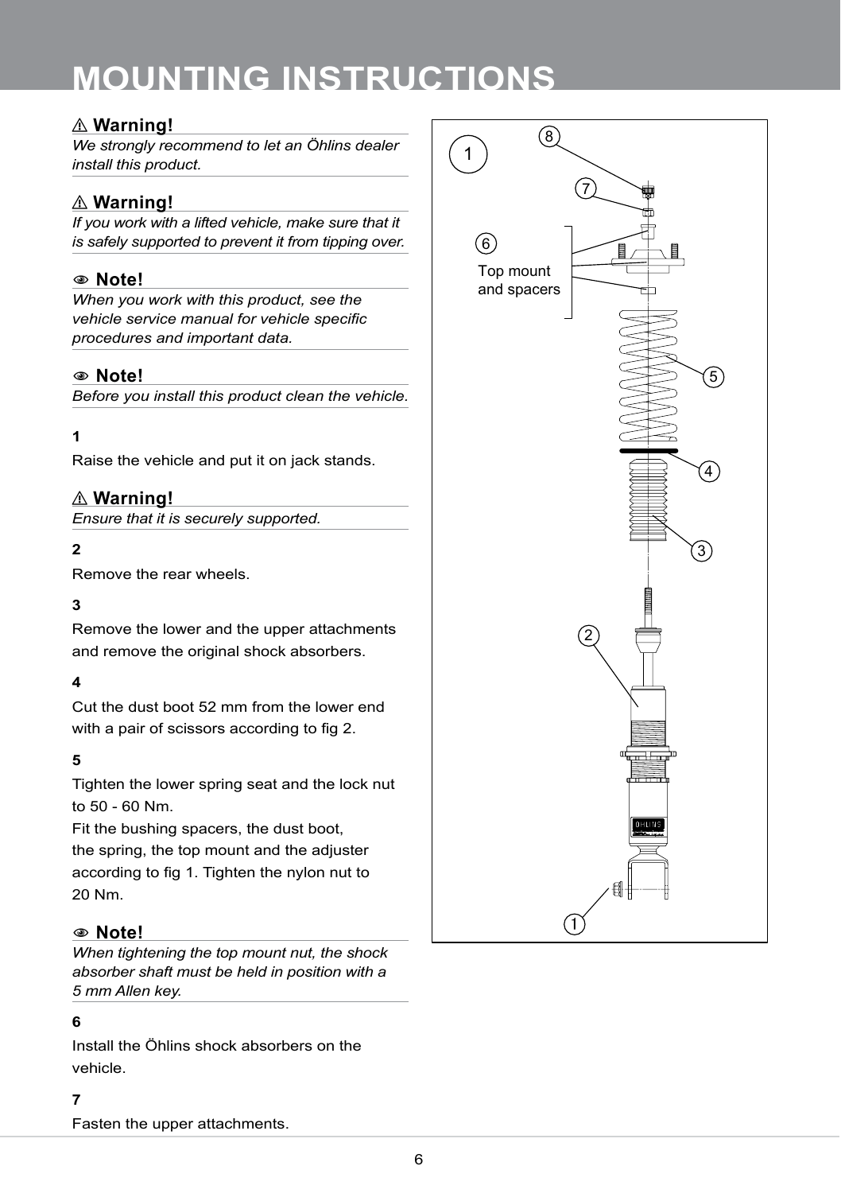# MOUNTING INSTRUCTIONS

⚠ **Warning!**

*We strongly recommend to let an Öhlins dealer install this product.*

⚠ **Warning!**

*If you work with a lifted vehicle, make sure that it is safely supported to prevent it from tipping over.*

**Note!**

*When you work with this product, see the vehicle service manual for vehicle specific procedures and important data.*

**Note!**

*Before you install this product clean the vehicle.*

**1**

Raise the vehicle and put it on jack stands.

⚠ **Warning!**

*Ensure that it is securely supported.*

**2**

Remove the rear wheels.

**3**

Remove the lower and the upper attachments and remove the original shock absorbers.

**4**

Cut the dust boot 52 mm from the lower end with a pair of scissors according to fig 2.

**5**

Tighten the lower spring seat and the lock nut to 50 - 60 Nm.
Fit the bushing spacers, the dust boot, the spring, the top mount and the adjuster according to fig 1. Tighten the nylon nut to 20 Nm.

**Note!**

*When tightening the top mount nut, the shock absorber shaft must be held in position with a 5 mm Allen key.*

**6**

Install the Öhlins shock absorbers on the vehicle.

**7**

Fasten the upper attachments.

1

8

7

6

Top mount and spacers

5

4

3

2

1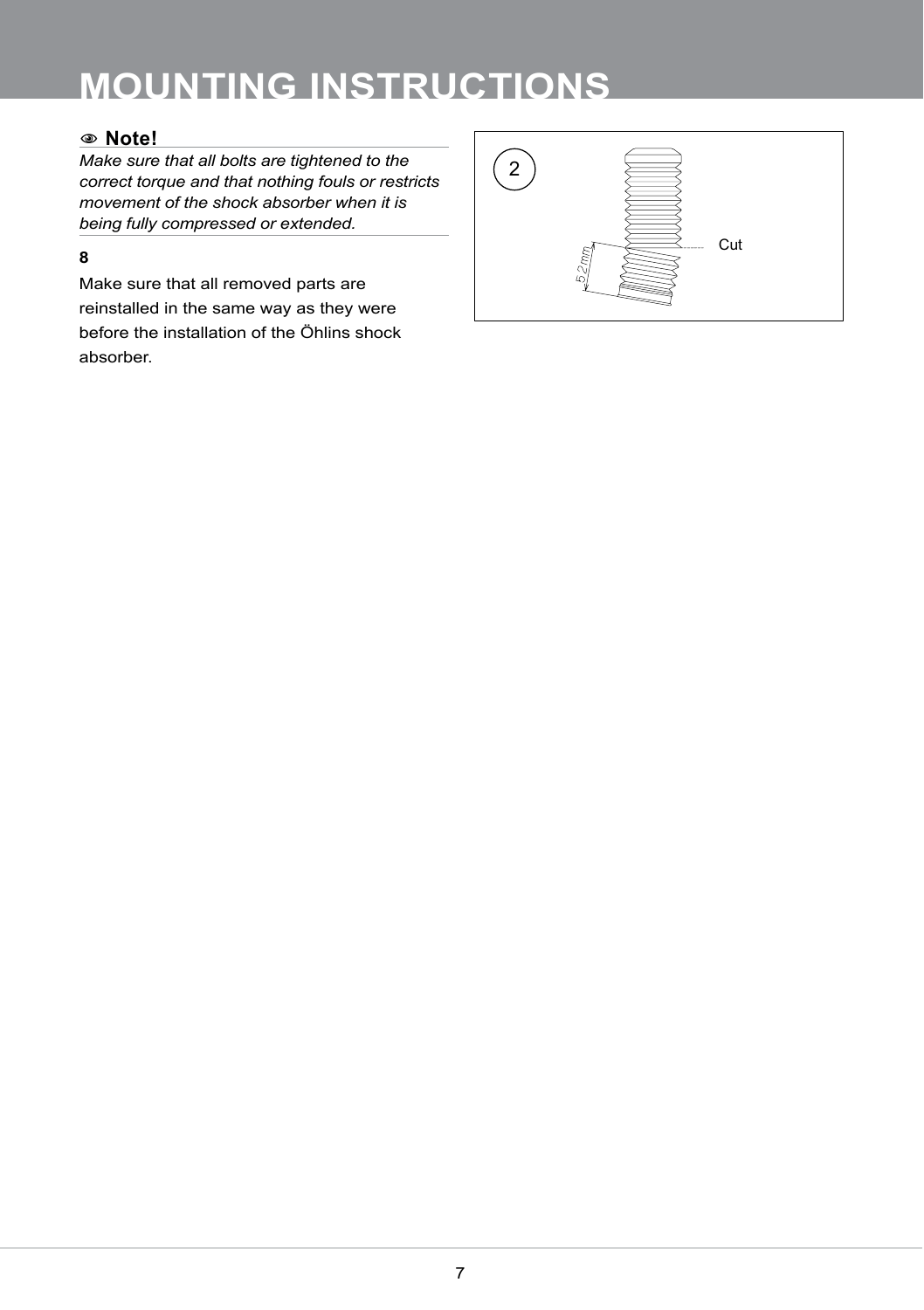# MOUNTING INSTRUCTIONS

**Note!**

*Make sure that all bolts are tightened to the correct torque and that nothing fouls or restricts movement of the shock absorber when it is being fully compressed or extended.*

**8**

Make sure that all removed parts are reinstalled in the same way as they were before the installation of the Öhlins shock absorber.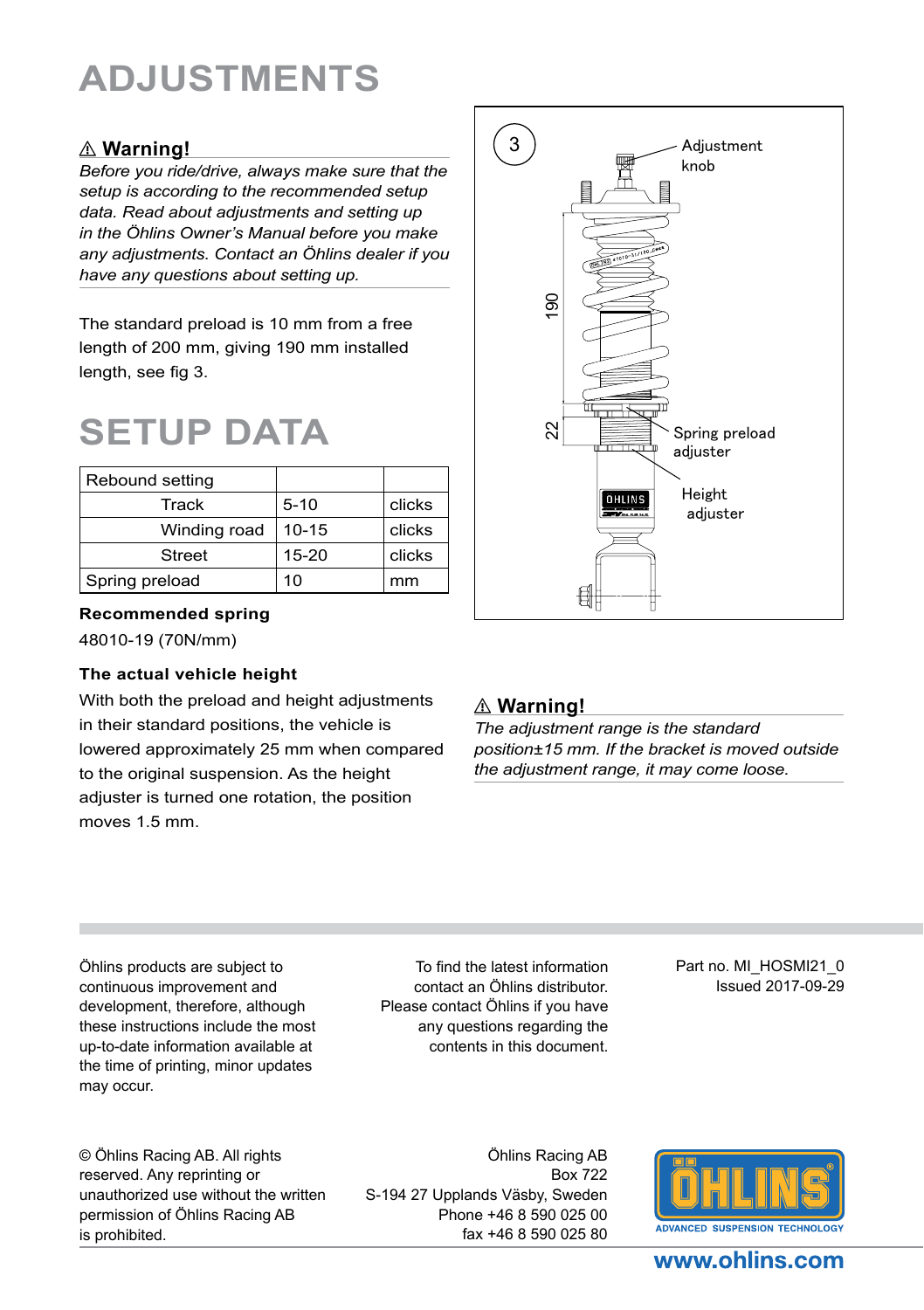# ADJUSTMENTS

### ⚠ Warning!

*Before you ride/drive, always make sure that the setup is according to the recommended setup data. Read about adjustments and setting up in the Öhlins Owner's Manual before you make any adjustments. Contact an Öhlins dealer if you have any questions about setting up.*

The standard preload is 10 mm from a free length of 200 mm, giving 190 mm installed length, see fig 3.

3

Adjustment knob

190

22

Spring preload adjuster

Height adjuster

### ⚠ Warning!

*The adjustment range is the standard position±15 mm. If the bracket is moved outside the adjustment range, it may come loose.*

# SETUP DATA

| | | |
|---|---|---|
| Rebound setting | | |
| Track | 5-10 | clicks |
| Winding road | 10-15 | clicks |
| Street | 15-20 | clicks |
| Spring preload | 10 | mm |

**Recommended spring**

48010-19 (70N/mm)

**The actual vehicle height**

With both the preload and height adjustments in their standard positions, the vehicle is lowered approximately 25 mm when compared to the original suspension. As the height adjuster is turned one rotation, the position moves 1.5 mm.

Öhlins products are subject to continuous improvement and development, therefore, although these instructions include the most up-to-date information available at the time of printing, minor updates may occur.

To find the latest information contact an Öhlins distributor. Please contact Öhlins if you have any questions regarding the contents in this document.

Part no. MI_HOSMI21_0
Issued 2017-09-29

© Öhlins Racing AB. All rights reserved. Any reprinting or unauthorized use without the written permission of Öhlins Racing AB is prohibited.

Öhlins Racing AB
Box 722
S-194 27 Upplands Väsby, Sweden
Phone +46 8 590 025 00
fax +46 8 590 025 80

ÖHLINS
ADVANCED SUSPENSION TECHNOLOGY

www.ohlins.com